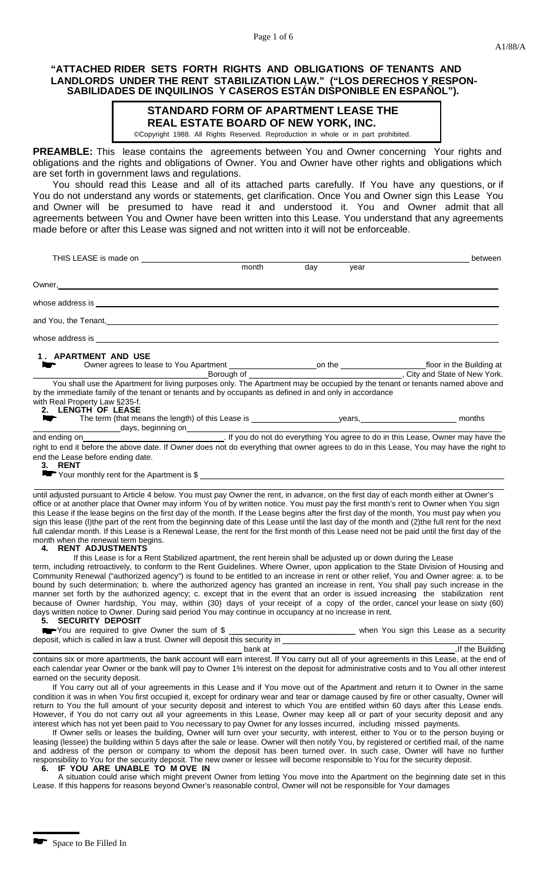A1/88/A

**"ATTACHED RIDER SETS FORTH RIGHTS AND OBLIGATIONS OF TENANTS AND LANDLORDS UNDER THE RENT STABILIZATION LAW." ("LOS DERECHOS Y RESPONSABILIDADES DE INQUILINOS Y CASEROS ESTÁN DISPONIBLE EN ESPAÑOL").**

# STANDARD FORM OF APARTMENT LEASE THE REAL ESTATE BOARD OF NEW YORK, INC.

©Copyright 1988. All Rights Reserved. Reproduction in whole or in part prohibited.

**PREAMBLE:** This lease contains the agreements between You and Owner concerning Your rights and obligations and the rights and obligations of Owner. You and Owner have other rights and obligations which are set forth in government laws and regulations.

You should read this Lease and all of its attached parts carefully. If You have any questions, or if You do not understand any words or statements, get clarification. Once You and Owner sign this Lease You and Owner will be presumed to have read it and understood it. You and Owner admit that all agreements between You and Owner have been written into this Lease. You understand that any agreements made before or after this Lease was signed and not written into it will not be enforceable.

THIS LEASE is made on ______________________ (month day year) ______________________ between

Owner, ______________________________________________

whose address is ______________________________________________

and You, the Tenant, ______________________________________________

whose address is ______________________________________________

## 1. APPARTMENT AND USE

Owner agrees to lease to You Apartment ____________ on the ____________ floor in the Building at ______________________ Borough of ______________________, City and State of New York.

You shall use the Apartment for living purposes only. The Apartment may be occupied by the tenant or tenants named above and by the immediate family of the tenant or tenants and by occupants as defined in and only in accordance with Real Property Law §235-f.

## 2. LENGTH OF LEASE

The term (that means the length) of this Lease is ____________ years, ____________ months ____________ days, beginning on ______________________ and ending on ______________________. If you do not do everything You agree to do in this Lease, Owner may have the right to end it before the above date. If Owner does not do everything that owner agrees to do in this Lease, You may have the right to end the Lease before ending date.

## 3. RENT

Your monthly rent for the Apartment is $ ______________________________________________

until adjusted pursuant to Article 4 below. You must pay Owner the rent, in advance, on the first day of each month either at Owner's office or at another place that Owner may inform You of by written notice. You must pay the first month's rent to Owner when You sign this Lease if the lease begins on the first day of the month. If the Lease begins after the first day of the month, You must pay when you sign this lease (l)the part of the rent from the beginning date of this Lease until the last day of the month and (2)the full rent for the next full calendar month. If this Lease is a Renewal Lease, the rent for the first month of this Lease need not be paid until the first day of the month when the renewal term begins.

## 4. RENT ADJUSTMENTS

If this Lease is for a Rent Stabilized apartment, the rent herein shall be adjusted up or down during the Lease term, including retroactively, to conform to the Rent Guidelines. Where Owner, upon application to the State Division of Housing and Community Renewal ("authorized agency") is found to be entitled to an increase in rent or other relief, You and Owner agree: a. to be bound by such determination; b. where the authorized agency has granted an increase in rent, You shall pay such increase in the manner set forth by the authorized agency; c. except that in the event that an order is issued increasing the stabilization rent because of Owner hardship, You may, within (30) days of your receipt of a copy of the order, cancel your lease on sixty (60) days written notice to Owner. During said period You may continue in occupancy at no increase in rent.

## 5. SECURITY DEPOSIT

You are required to give Owner the sum of $ ______________________ when You sign this Lease as a security deposit, which is called in law a trust. Owner will deposit this security in ______________________________________________ bank at ______________________________________________. If the Building contains six or more apartments, the bank account will earn interest. If You carry out all of your agreements in this Lease, at the end of each calendar year Owner or the bank will pay to Owner 1% interest on the deposit for administrative costs and to You all other interest earned on the security deposit.

If You carry out all of your agreements in this Lease and if You move out of the Apartment and return it to Owner in the same condition it was in when You first occupied it, except for ordinary wear and tear or damage caused by fire or other casualty, Owner will return to You the full amount of your security deposit and interest to which You are entitled within 60 days after this Lease ends. However, if You do not carry out all your agreements in this Lease, Owner may keep all or part of your security deposit and any interest which has not yet been paid to You necessary to pay Owner for any losses incurred, including missed payments.

If Owner sells or leases the building, Owner will turn over your security, with interest, either to You or to the person buying or leasing (lessee) the building within 5 days after the sale or lease. Owner will then notify You, by registered or certified mail, of the name and address of the person or company to whom the deposit has been turned over. In such case, Owner will have no further responsibility to You for the security deposit. The new owner or lessee will become responsible to You for the security deposit.

## 6. IF YOU ARE UNABLE TO MOVE IN

A situation could arise which might prevent Owner from letting You move into the Apartment on the beginning date set in this Lease. If this happens for reasons beyond Owner's reasonable control, Owner will not be responsible for Your damages

Space to Be Filled In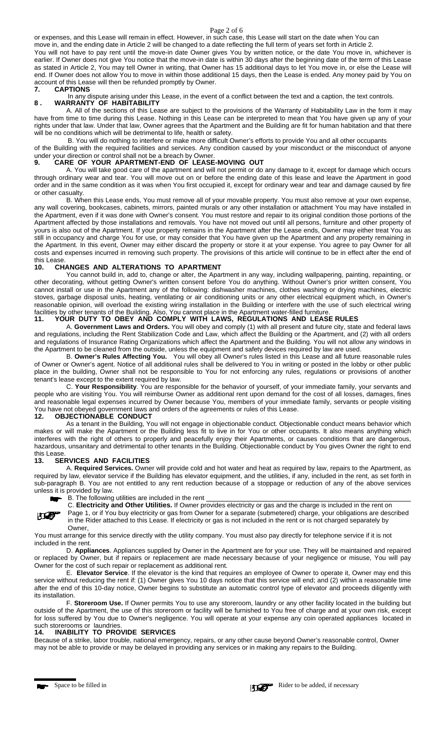or expenses, and this Lease will remain in effect. However, in such case, this Lease will start on the date when You can move in, and the ending date in Article 2 will be changed to a date reflecting the full term of years set forth in Article 2.

You will not have to pay rent until the move-in date Owner gives You by written notice, or the date You move in, whichever is earlier. If Owner does not give You notice that the move-in date is within 30 days after the beginning date of the term of this Lease as stated in Article 2, You may tell Owner in writing, that Owner has 15 additional days to let You move in, or else the Lease will end. If Owner does not allow You to move in within those additional 15 days, then the Lease is ended. Any money paid by You on account of this Lease will then be refunded promptly by Owner.

## 7. CAPTIONS

In any dispute arising under this Lease, in the event of a conflict between the text and a caption, the text controls.

## 8. WARRANTY OF HABITABILITY

A. All of the sections of this Lease are subject to the provisions of the Warranty of Habitability Law in the form it may have from time to time during this Lease. Nothing in this Lease can be interpreted to mean that You have given up any of your rights under that law. Under that law, Owner agrees that the Apartment and the Building are fit for human habitation and that there will be no conditions which will be detrimental to life, health or safety.

B. You will do nothing to interfere or make more difficult Owner's efforts to provide You and all other occupants of the Building with the required facilities and services. Any condition caused by your misconduct or the misconduct of anyone under your direction or control shall not be a breach by Owner.

## 9. CARE OF YOUR APARTMENT-END OF LEASE-MOVING OUT

A. You will take good care of the apartment and will not permit or do any damage to it, except for damage which occurs through ordinary wear and tear. You will move out on or before the ending date of this lease and leave the Apartment in good order and in the same condition as it was when You first occupied it, except for ordinary wear and tear and damage caused by fire or other casualty.

B. When this Lease ends, You must remove all of your movable property. You must also remove at your own expense, any wall covering, bookcases, cabinets, mirrors, painted murals or any other installation or attachment You may have installed in the Apartment, even if it was done with Owner's consent. You must restore and repair to its original condition those portions of the Apartment affected by those installations and removals. You have not moved out until all persons, furniture and other property of yours is also out of the Apartment. If your property remains in the Apartment after the Lease ends, Owner may either treat You as still in occupancy and charge You for use, or may consider that You have given up the Apartment and any property remaining in the Apartment. In this event, Owner may either discard the property or store it at your expense. You agree to pay Owner for all costs and expenses incurred in removing such property. The provisions of this article will continue to be in effect after the end of this Lease.

## 10. CHANGES AND ALTERATIONS TO APARTMENT

You cannot build in, add to, change or alter, the Apartment in any way, including wallpapering, painting, repainting, or other decorating, without getting Owner's written consent before You do anything. Without Owner's prior written consent, You cannot install or use in the Apartment any of the following: dishwasher machines, clothes washing or drying machines, electric stoves, garbage disposal units, heating, ventilating or air conditioning units or any other electrical equipment which, in Owner's reasonable opinion, will overload the existing wiring installation in the Building or interfere with the use of such electrical wiring facilities by other tenants of the Building. Also, You cannot place in the Apartment water-filled furniture.

## 11. YOUR DUTY TO OBEY AND COMPLY WITH LAWS, REGULATIONS AND LEASE RULES

A. **Government Laws and Orders.** You will obey and comply (1) with all present and future city, state and federal laws and regulations, including the Rent Stabilization Code and Law, which affect the Building or the Apartment, and (2) with all orders and regulations of Insurance Rating Organizations which affect the Apartment and the Building. You will not allow any windows in the Apartment to be cleaned from the outside, unless the equipment and safety devices required by law are used.

B. **Owner's Rules Affecting You.** You will obey all Owner's rules listed in this Lease and all future reasonable rules of Owner or Owner's agent. Notice of all additional rules shall be delivered to You in writing or posted in the lobby or other public place in the building, Owner shall not be responsible to You for not enforcing any rules, regulations or provisions of another tenant's lease except to the extent required by law.

C. **Your Responsibility**. You are responsible for the behavior of yourself, of your immediate family, your servants and people who are visiting You. You will reimburse Owner as additional rent upon demand for the cost of all losses, damages, fines and reasonable legal expenses incurred by Owner because You, members of your immediate family, servants or people visiting You have not obeyed government laws and orders of the agreements or rules of this Lease.

## 12. OBJECTIONABLE CONDUCT

As a tenant in the Building, You will not engage in objectionable conduct. Objectionable conduct means behavior which makes or will make the Apartment or the Building less fit to live in for You or other occupants. It also means anything which interferes with the right of others to properly and peacefully enjoy their Apartments, or causes conditions that are dangerous, hazardous, unsanitary and detrimental to other tenants in the Building. Objectionable conduct by You gives Owner the right to end this Lease.

## 13. SERVICES AND FACILITIES

A. **Required Services.** Owner will provide cold and hot water and heat as required by law, repairs to the Apartment, as required by law, elevator service if the Building has elevator equipment, and the utilities, if any, included in the rent, as set forth in sub-paragraph B. You are not entitled to any rent reduction because of a stoppage or reduction of any of the above services unless it is provided by law.

B. The following utilities are included in the rent \_\_\_\_\_\_\_\_\_\_\_\_\_\_\_\_\_\_\_\_

C. **Electricity and Other Utilities.** If Owner provides electricity or gas and the charge is included in the rent on Page 1, or if You buy electricity or gas from Owner for a separate (submetered) charge, your obligations are described in the Rider attached to this Lease. If electricity or gas is not included in the rent or is not charged separately by Owner,

You must arrange for this service directly with the utility company. You must also pay directly for telephone service if it is not included in the rent.

D. **Appliances**. Appliances supplied by Owner in the Apartment are for your use. They will be maintained and repaired or replaced by Owner, but if repairs or replacement are made necessary because of your negligence or misuse, You will pay Owner for the cost of such repair or replacement as additional rent.

E. **Elevator Service**. If the elevator is the kind that requires an employee of Owner to operate it, Owner may end this service without reducing the rent if: (1) Owner gives You 10 days notice that this service will end; and (2) within a reasonable time after the end of this 10-day notice, Owner begins to substitute an automatic control type of elevator and proceeds diligently with its installation.

F. **Storeroom Use.** If Owner permits You to use any storeroom, laundry or any other facility located in the building but outside of the Apartment, the use of this storeroom or facility will be furnished to You free of charge and at your own risk, except for loss suffered by You due to Owner's negligence. You will operate at your expense any coin operated appliances located in such storerooms or laundries.

## 14. INABILITY TO PROVIDE SERVICES

Because of a strike, labor trouble, national emergency, repairs, or any other cause beyond Owner's reasonable control, Owner may not be able to provide or may be delayed in providing any services or in making any repairs to the Building.

Space to be filled in — Rider to be added, if necessary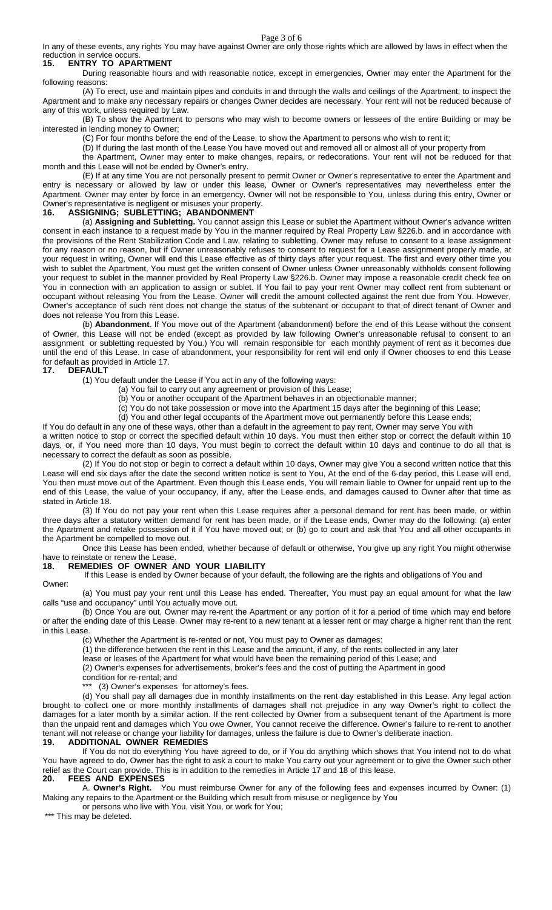In any of these events, any rights You may have against Owner are only those rights which are allowed by laws in effect when the reduction in service occurs.

## 15. ENTRY TO APARTMENT

During reasonable hours and with reasonable notice, except in emergencies, Owner may enter the Apartment for the following reasons:

(A) To erect, use and maintain pipes and conduits in and through the walls and ceilings of the Apartment; to inspect the Apartment and to make any necessary repairs or changes Owner decides are necessary. Your rent will not be reduced because of any of this work, unless required by Law.

(B) To show the Apartment to persons who may wish to become owners or lessees of the entire Building or may be interested in lending money to Owner;

(C) For four months before the end of the Lease, to show the Apartment to persons who wish to rent it;

(D) If during the last month of the Lease You have moved out and removed all or almost all of your property from the Apartment, Owner may enter to make changes, repairs, or redecorations. Your rent will not be reduced for that month and this Lease will not be ended by Owner's entry.

(E) If at any time You are not personally present to permit Owner or Owner's representative to enter the Apartment and entry is necessary or allowed by law or under this lease, Owner or Owner's representatives may nevertheless enter the Apartment. Owner may enter by force in an emergency. Owner will not be responsible to You, unless during this entry, Owner or Owner's representative is negligent or misuses your property.

## 16. ASSIGNING; SUBLETTING; ABANDONMENT

(a) **Assigning and Subletting.** You cannot assign this Lease or sublet the Apartment without Owner's advance written consent in each instance to a request made by You in the manner required by Real Property Law §226.b. and in accordance with the provisions of the Rent Stabilization Code and Law, relating to subletting. Owner may refuse to consent to a lease assignment for any reason or no reason, but if Owner unreasonably refuses to consent to request for a Lease assignment properly made, at your request in writing, Owner will end this Lease effective as of thirty days after your request. The first and every other time you wish to sublet the Apartment, You must get the written consent of Owner unless Owner unreasonably withholds consent following your request to sublet in the manner provided by Real Property Law §226.b. Owner may impose a reasonable credit check fee on You in connection with an application to assign or sublet. If You fail to pay your rent Owner may collect rent from subtenant or occupant without releasing You from the Lease. Owner will credit the amount collected against the rent due from You. However, Owner's acceptance of such rent does not change the status of the subtenant or occupant to that of direct tenant of Owner and does not release You from this Lease.

(b) **Abandonment**. If You move out of the Apartment (abandonment) before the end of this Lease without the consent of Owner, this Lease will not be ended (except as provided by law following Owner's unreasonable refusal to consent to an assignment or subletting requested by You.) You will remain responsible for each monthly payment of rent as it becomes due until the end of this Lease. In case of abandonment, your responsibility for rent will end only if Owner chooses to end this Lease for default as provided in Article 17.

## 17. DEFAULT

(1) You default under the Lease if You act in any of the following ways:

- (a) You fail to carry out any agreement or provision of this Lease;
- (b) You or another occupant of the Apartment behaves in an objectionable manner;
- (c) You do not take possession or move into the Apartment 15 days after the beginning of this Lease;
- (d) You and other legal occupants of the Apartment move out permanently before this Lease ends;

If You do default in any one of these ways, other than a default in the agreement to pay rent, Owner may serve You with a written notice to stop or correct the specified default within 10 days. You must then either stop or correct the default within 10 days, or, if You need more than 10 days, You must begin to correct the default within 10 days and continue to do all that is necessary to correct the default as soon as possible.

(2) If You do not stop or begin to correct a default within 10 days, Owner may give You a second written notice that this Lease will end six days after the date the second written notice is sent to You, At the end of the 6-day period, this Lease will end, You then must move out of the Apartment. Even though this Lease ends, You will remain liable to Owner for unpaid rent up to the end of this Lease, the value of your occupancy, if any, after the Lease ends, and damages caused to Owner after that time as stated in Article 18.

(3) If You do not pay your rent when this Lease requires after a personal demand for rent has been made, or within three days after a statutory written demand for rent has been made, or if the Lease ends, Owner may do the following: (a) enter the Apartment and retake possession of it if You have moved out; or (b) go to court and ask that You and all other occupants in the Apartment be compelled to move out.

Once this Lease has been ended, whether because of default or otherwise, You give up any right You might otherwise have to reinstate or renew the Lease.

## 18. REMEDIES OF OWNER AND YOUR LIABILITY

If this Lease is ended by Owner because of your default, the following are the rights and obligations of You and Owner:

(a) You must pay your rent until this Lease has ended. Thereafter, You must pay an equal amount for what the law calls "use and occupancy" until You actually move out.

(b) Once You are out, Owner may re-rent the Apartment or any portion of it for a period of time which may end before or after the ending date of this Lease. Owner may re-rent to a new tenant at a lesser rent or may charge a higher rent than the rent in this Lease.

(c) Whether the Apartment is re-rented or not, You must pay to Owner as damages:

(1) the difference between the rent in this Lease and the amount, if any, of the rents collected in any later lease or leases of the Apartment for what would have been the remaining period of this Lease; and

(2) Owner's expenses for advertisements, broker's fees and the cost of putting the Apartment in good condition for re-rental; and

*** (3) Owner's expenses for attorney's fees.

(d) You shall pay all damages due in monthly installments on the rent day established in this Lease. Any legal action brought to collect one or more monthly installments of damages shall not prejudice in any way Owner's right to collect the damages for a later month by a similar action. If the rent collected by Owner from a subsequent tenant of the Apartment is more than the unpaid rent and damages which You owe Owner, You cannot receive the difference. Owner's failure to re-rent to another tenant will not release or change your liability for damages, unless the failure is due to Owner's deliberate inaction.

## 19. ADDITIONAL OWNER REMEDIES

If You do not do everything You have agreed to do, or if You do anything which shows that You intend not to do what You have agreed to do, Owner has the right to ask a court to make You carry out your agreement or to give the Owner such other relief as the Court can provide. This is in addition to the remedies in Article 17 and 18 of this lease.

## 20. FEES AND EXPENSES

A. **Owner's Right.** You must reimburse Owner for any of the following fees and expenses incurred by Owner: (1) Making any repairs to the Apartment or the Building which result from misuse or negligence by You or persons who live with You, visit You, or work for You;

*** This may be deleted.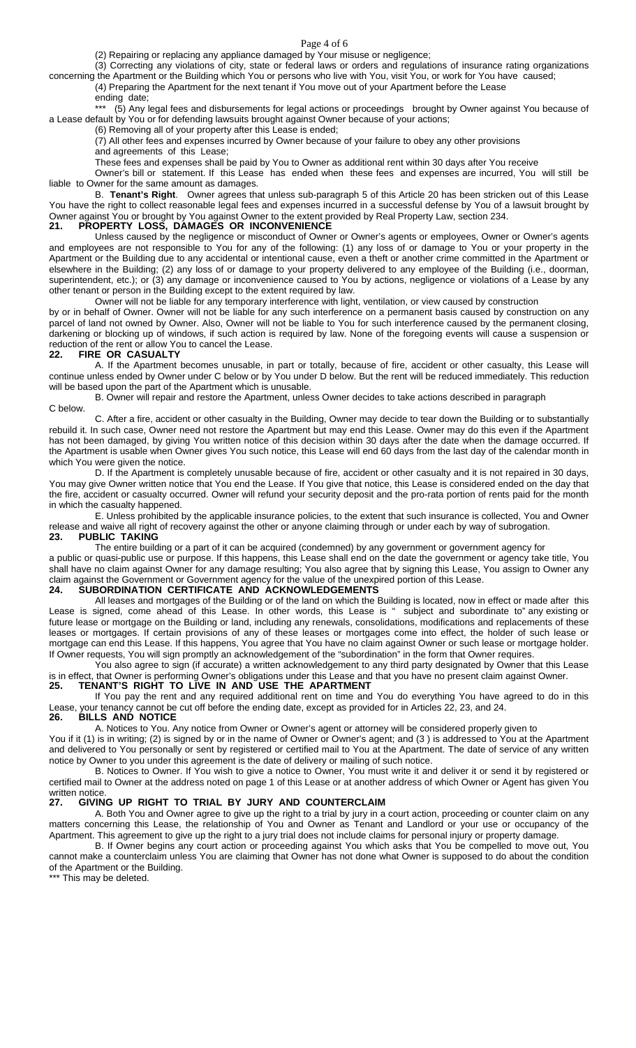(2) Repairing or replacing any appliance damaged by Your misuse or negligence;

(3) Correcting any violations of city, state or federal laws or orders and regulations of insurance rating organizations concerning the Apartment or the Building which You or persons who live with You, visit You, or work for You have caused;

(4) Preparing the Apartment for the next tenant if You move out of your Apartment before the Lease ending date;

*** (5) Any legal fees and disbursements for legal actions or proceedings brought by Owner against You because of a Lease default by You or for defending lawsuits brought against Owner because of your actions;

(6) Removing all of your property after this Lease is ended;

(7) All other fees and expenses incurred by Owner because of your failure to obey any other provisions and agreements of this Lease;

These fees and expenses shall be paid by You to Owner as additional rent within 30 days after You receive Owner's bill or statement. If this Lease has ended when these fees and expenses are incurred, You will still be liable to Owner for the same amount as damages.

B. **Tenant's Right**. Owner agrees that unless sub-paragraph 5 of this Article 20 has been stricken out of this Lease You have the right to collect reasonable legal fees and expenses incurred in a successful defense by You of a lawsuit brought by Owner against You or brought by You against Owner to the extent provided by Real Property Law, section 234.

## 21. PROPERTY LOSS, DAMAGES OR INCONVENIENCE

Unless caused by the negligence or misconduct of Owner or Owner's agents or employees, Owner or Owner's agents and employees are not responsible to You for any of the following: (1) any loss of or damage to You or your property in the Apartment or the Building due to any accidental or intentional cause, even a theft or another crime committed in the Apartment or elsewhere in the Building; (2) any loss of or damage to your property delivered to any employee of the Building (i.e., doorman, superintendent, etc.); or (3) any damage or inconvenience caused to You by actions, negligence or violations of a Lease by any other tenant or person in the Building except to the extent required by law.

Owner will not be liable for any temporary interference with light, ventilation, or view caused by construction by or in behalf of Owner. Owner will not be liable for any such interference on a permanent basis caused by construction on any parcel of land not owned by Owner. Also, Owner will not be liable to You for such interference caused by the permanent closing, darkening or blocking up of windows, if such action is required by law. None of the foregoing events will cause a suspension or reduction of the rent or allow You to cancel the Lease.

## 22. FIRE OR CASUALTY

A. If the Apartment becomes unusable, in part or totally, because of fire, accident or other casualty, this Lease will continue unless ended by Owner under C below or by You under D below. But the rent will be reduced immediately. This reduction will be based upon the part of the Apartment which is unusable.

B. Owner will repair and restore the Apartment, unless Owner decides to take actions described in paragraph C below.

C. After a fire, accident or other casualty in the Building, Owner may decide to tear down the Building or to substantially rebuild it. In such case, Owner need not restore the Apartment but may end this Lease. Owner may do this even if the Apartment has not been damaged, by giving You written notice of this decision within 30 days after the date when the damage occurred. If the Apartment is usable when Owner gives You such notice, this Lease will end 60 days from the last day of the calendar month in which You were given the notice.

D. If the Apartment is completely unusable because of fire, accident or other casualty and it is not repaired in 30 days, You may give Owner written notice that You end the Lease. If You give that notice, this Lease is considered ended on the day that the fire, accident or casualty occurred. Owner will refund your security deposit and the pro-rata portion of rents paid for the month in which the casualty happened.

E. Unless prohibited by the applicable insurance policies, to the extent that such insurance is collected, You and Owner release and waive all right of recovery against the other or anyone claiming through or under each by way of subrogation.

## 23. PUBLIC TAKING

The entire building or a part of it can be acquired (condemned) by any government or government agency for a public or quasi-public use or purpose. If this happens, this Lease shall end on the date the government or agency take title, You shall have no claim against Owner for any damage resulting; You also agree that by signing this Lease, You assign to Owner any claim against the Government or Government agency for the value of the unexpired portion of this Lease.

## 24. SUBORDINATION CERTIFICATE AND ACKNOWLEDGEMENTS

All leases and mortgages of the Building or of the land on which the Building is located, now in effect or made after this Lease is signed, come ahead of this Lease. In other words, this Lease is " subject and subordinate to" any existing or future lease or mortgage on the Building or land, including any renewals, consolidations, modifications and replacements of these leases or mortgages. If certain provisions of any of these leases or mortgages come into effect, the holder of such lease or mortgage can end this Lease. If this happens, You agree that You have no claim against Owner or such lease or mortgage holder. If Owner requests, You will sign promptly an acknowledgement of the "subordination" in the form that Owner requires.

You also agree to sign (if accurate) a written acknowledgement to any third party designated by Owner that this Lease is in effect, that Owner is performing Owner's obligations under this Lease and that you have no present claim against Owner.

## 25. TENANT'S RIGHT TO LIVE IN AND USE THE APARTMENT

If You pay the rent and any required additional rent on time and You do everything You have agreed to do in this Lease, your tenancy cannot be cut off before the ending date, except as provided for in Articles 22, 23, and 24.

## 26. BILLS AND NOTICE

A. Notices to You. Any notice from Owner or Owner's agent or attorney will be considered properly given to You if it (1) is in writing; (2) is signed by or in the name of Owner or Owner's agent; and (3 ) is addressed to You at the Apartment and delivered to You personally or sent by registered or certified mail to You at the Apartment. The date of service of any written notice by Owner to you under this agreement is the date of delivery or mailing of such notice.

B. Notices to Owner. If You wish to give a notice to Owner, You must write it and deliver it or send it by registered or certified mail to Owner at the address noted on page 1 of this Lease or at another address of which Owner or Agent has given You written notice.

## 27. GIVING UP RIGHT TO TRIAL BY JURY AND COUNTERCLAIM

A. Both You and Owner agree to give up the right to a trial by jury in a court action, proceeding or counter claim on any matters concerning this Lease, the relationship of You and Owner as Tenant and Landlord or your use or occupancy of the Apartment. This agreement to give up the right to a jury trial does not include claims for personal injury or property damage.

B. If Owner begins any court action or proceeding against You which asks that You be compelled to move out, You cannot make a counterclaim unless You are claiming that Owner has not done what Owner is supposed to do about the condition of the Apartment or the Building.

*** This may be deleted.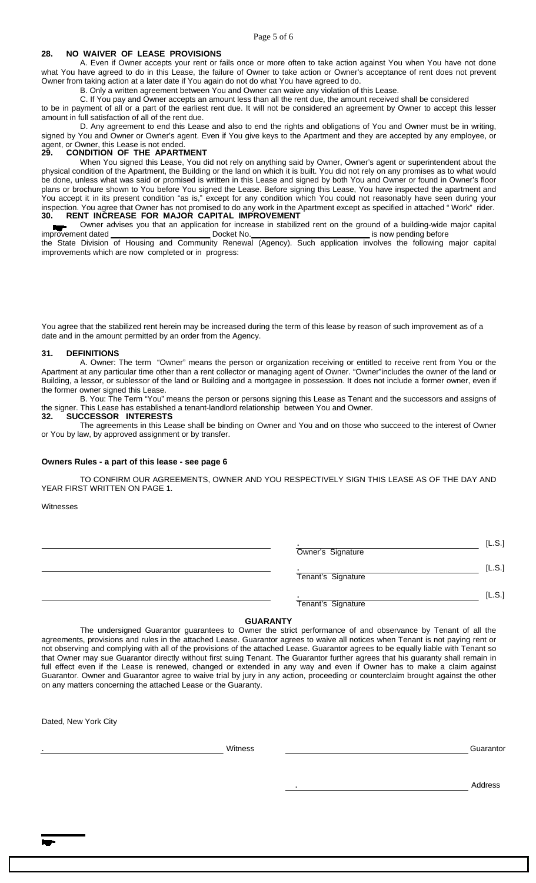## 28. NO WAIVER OF LEASE PROVISIONS

A. Even if Owner accepts your rent or fails once or more often to take action against You when You have not done what You have agreed to do in this Lease, the failure of Owner to take action or Owner's acceptance of rent does not prevent Owner from taking action at a later date if You again do not do what You have agreed to do.

B. Only a written agreement between You and Owner can waive any violation of this Lease.

C. If You pay and Owner accepts an amount less than all the rent due, the amount received shall be considered to be in payment of all or a part of the earliest rent due. It will not be considered an agreement by Owner to accept this lesser amount in full satisfaction of all of the rent due.

D. Any agreement to end this Lease and also to end the rights and obligations of You and Owner must be in writing, signed by You and Owner or Owner's agent. Even if You give keys to the Apartment and they are accepted by any employee, or agent, or Owner, this Lease is not ended.

## 29. CONDITION OF THE APARTMENT

When You signed this Lease, You did not rely on anything said by Owner, Owner's agent or superintendent about the physical condition of the Apartment, the Building or the land on which it is built. You did not rely on any promises as to what would be done, unless what was said or promised is written in this Lease and signed by both You and Owner or found in Owner's floor plans or brochure shown to You before You signed the Lease. Before signing this Lease, You have inspected the apartment and You accept it in its present condition "as is," except for any condition which You could not reasonably have seen during your inspection. You agree that Owner has not promised to do any work in the Apartment except as specified in attached " Work" rider.

## 30. RENT INCREASE FOR MAJOR CAPITAL IMPROVEMENT

Owner advises you that an application for increase in stabilized rent on the ground of a building-wide major capital improvement dated ______________________ Docket No.__________________________ is now pending before the State Division of Housing and Community Renewal (Agency). Such application involves the following major capital improvements which are now completed or in progress:

You agree that the stabilized rent herein may be increased during the term of this lease by reason of such improvement as of a date and in the amount permitted by an order from the Agency.

## 31. DEFINITIONS

A. Owner: The term "Owner" means the person or organization receiving or entitled to receive rent from You or the Apartment at any particular time other than a rent collector or managing agent of Owner. "Owner"includes the owner of the land or Building, a lessor, or sublessor of the land or Building and a mortgagee in possession. It does not include a former owner, even if the former owner signed this Lease.

B. You: The Term "You" means the person or persons signing this Lease as Tenant and the successors and assigns of the signer. This Lease has established a tenant-landlord relationship between You and Owner.

## 32. SUCCESSOR INTERESTS

The agreements in this Lease shall be binding on Owner and You and on those who succeed to the interest of Owner or You by law, by approved assignment or by transfer.

**Owners Rules - a part of this lease - see page 6**

TO CONFIRM OUR AGREEMENTS, OWNER AND YOU RESPECTIVELY SIGN THIS LEASE AS OF THE DAY AND YEAR FIRST WRITTEN ON PAGE 1.

Witnesses

| | |
|---|---|
| ______________________________ | ______________________________ [L.S.]<br>Owner's Signature |
| ______________________________ | ______________________________ [L.S.]<br>Tenant's Signature |
| ______________________________ | ______________________________ [L.S.]<br>Tenant's Signature |

### GUARANTY

The undersigned Guarantor guarantees to Owner the strict performance of and observance by Tenant of all the agreements, provisions and rules in the attached Lease. Guarantor agrees to waive all notices when Tenant is not paying rent or not observing and complying with all of the provisions of the attached Lease. Guarantor agrees to be equally liable with Tenant so that Owner may sue Guarantor directly without first suing Tenant. The Guarantor further agrees that his guaranty shall remain in full effect even if the Lease is renewed, changed or extended in any way and even if Owner has to make a claim against Guarantor. Owner and Guarantor agree to waive trial by jury in any action, proceeding or counterclaim brought against the other on any matters concerning the attached Lease or the Guaranty.

Dated, New York City

______________________________ Witness ______________________________ Guarantor

______________________________ Address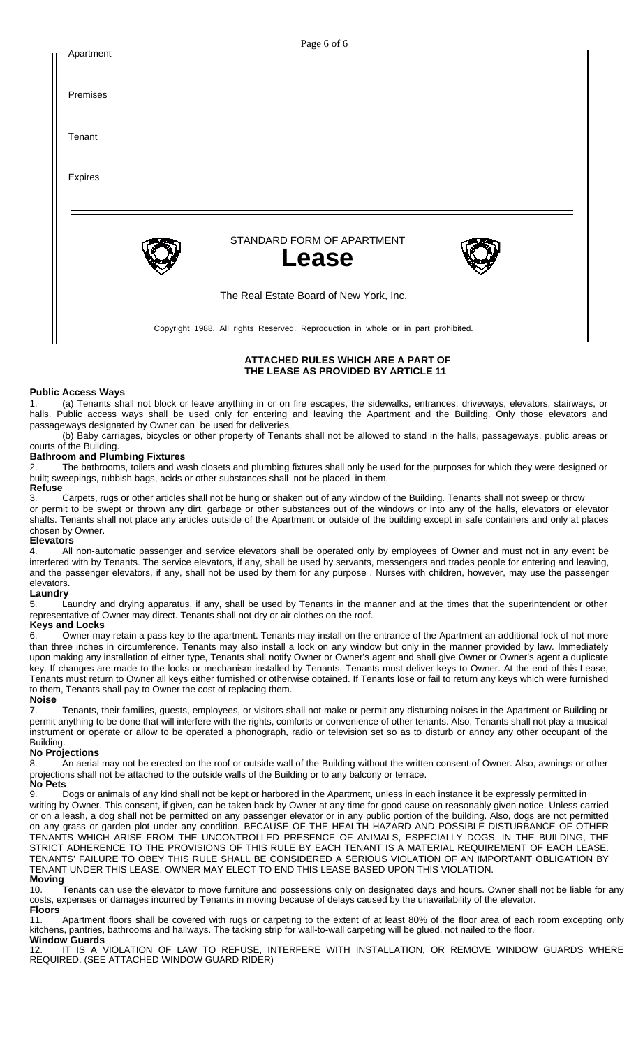Apartment

Premises

Tenant

Expires

STANDARD FORM OF APARTMENT

# Lease

The Real Estate Board of New York, Inc.

Copyright 1988. All rights Reserved. Reproduction in whole or in part prohibited.

## ATTACHED RULES WHICH ARE A PART OF THE LEASE AS PROVIDED BY ARTICLE 11

**Public Access Ways**

1. (a) Tenants shall not block or leave anything in or on fire escapes, the sidewalks, entrances, driveways, elevators, stairways, or halls. Public access ways shall be used only for entering and leaving the Apartment and the Building. Only those elevators and passageways designated by Owner can be used for deliveries.

(b) Baby carriages, bicycles or other property of Tenants shall not be allowed to stand in the halls, passageways, public areas or courts of the Building.

**Bathroom and Plumbing Fixtures**

2. The bathrooms, toilets and wash closets and plumbing fixtures shall only be used for the purposes for which they were designed or built; sweepings, rubbish bags, acids or other substances shall not be placed in them.

**Refuse**

3. Carpets, rugs or other articles shall not be hung or shaken out of any window of the Building. Tenants shall not sweep or throw or permit to be swept or thrown any dirt, garbage or other substances out of the windows or into any of the halls, elevators or elevator shafts. Tenants shall not place any articles outside of the Apartment or outside of the building except in safe containers and only at places chosen by Owner.

**Elevators**

4. All non-automatic passenger and service elevators shall be operated only by employees of Owner and must not in any event be interfered with by Tenants. The service elevators, if any, shall be used by servants, messengers and trades people for entering and leaving, and the passenger elevators, if any, shall not be used by them for any purpose . Nurses with children, however, may use the passenger elevators.

**Laundry**

5. Laundry and drying apparatus, if any, shall be used by Tenants in the manner and at the times that the superintendent or other representative of Owner may direct. Tenants shall not dry or air clothes on the roof.

**Keys and Locks**

6. Owner may retain a pass key to the apartment. Tenants may install on the entrance of the Apartment an additional lock of not more than three inches in circumference. Tenants may also install a lock on any window but only in the manner provided by law. Immediately upon making any installation of either type, Tenants shall notify Owner or Owner's agent and shall give Owner or Owner's agent a duplicate key. If changes are made to the locks or mechanism installed by Tenants, Tenants must deliver keys to Owner. At the end of this Lease, Tenants must return to Owner all keys either furnished or otherwise obtained. If Tenants lose or fail to return any keys which were furnished to them, Tenants shall pay to Owner the cost of replacing them.

**Noise**

7. Tenants, their families, guests, employees, or visitors shall not make or permit any disturbing noises in the Apartment or Building or permit anything to be done that will interfere with the rights, comforts or convenience of other tenants. Also, Tenants shall not play a musical instrument or operate or allow to be operated a phonograph, radio or television set so as to disturb or annoy any other occupant of the Building.

**No Projections**

8. An aerial may not be erected on the roof or outside wall of the Building without the written consent of Owner. Also, awnings or other projections shall not be attached to the outside walls of the Building or to any balcony or terrace.

**No Pets**

9. Dogs or animals of any kind shall not be kept or harbored in the Apartment, unless in each instance it be expressly permitted in writing by Owner. This consent, if given, can be taken back by Owner at any time for good cause on reasonably given notice. Unless carried or on a leash, a dog shall not be permitted on any passenger elevator or in any public portion of the building. Also, dogs are not permitted on any grass or garden plot under any condition. BECAUSE OF THE HEALTH HAZARD AND POSSIBLE DISTURBANCE OF OTHER TENANTS WHICH ARISE FROM THE UNCONTROLLED PRESENCE OF ANIMALS, ESPECIALLY DOGS, IN THE BUILDING, THE STRICT ADHERENCE TO THE PROVISIONS OF THIS RULE BY EACH TENANT IS A MATERIAL REQUIREMENT OF EACH LEASE. TENANTS' FAILURE TO OBEY THIS RULE SHALL BE CONSIDERED A SERIOUS VIOLATION OF AN IMPORTANT OBLIGATION BY TENANT UNDER THIS LEASE. OWNER MAY ELECT TO END THIS LEASE BASED UPON THIS VIOLATION.

**Moving**

10. Tenants can use the elevator to move furniture and possessions only on designated days and hours. Owner shall not be liable for any costs, expenses or damages incurred by Tenants in moving because of delays caused by the unavailability of the elevator.

**Floors**

11. Apartment floors shall be covered with rugs or carpeting to the extent of at least 80% of the floor area of each room excepting only kitchens, pantries, bathrooms and hallways. The tacking strip for wall-to-wall carpeting will be glued, not nailed to the floor.

**Window Guards**

12. IT IS A VIOLATION OF LAW TO REFUSE, INTERFERE WITH INSTALLATION, OR REMOVE WINDOW GUARDS WHERE REQUIRED. (SEE ATTACHED WINDOW GUARD RIDER)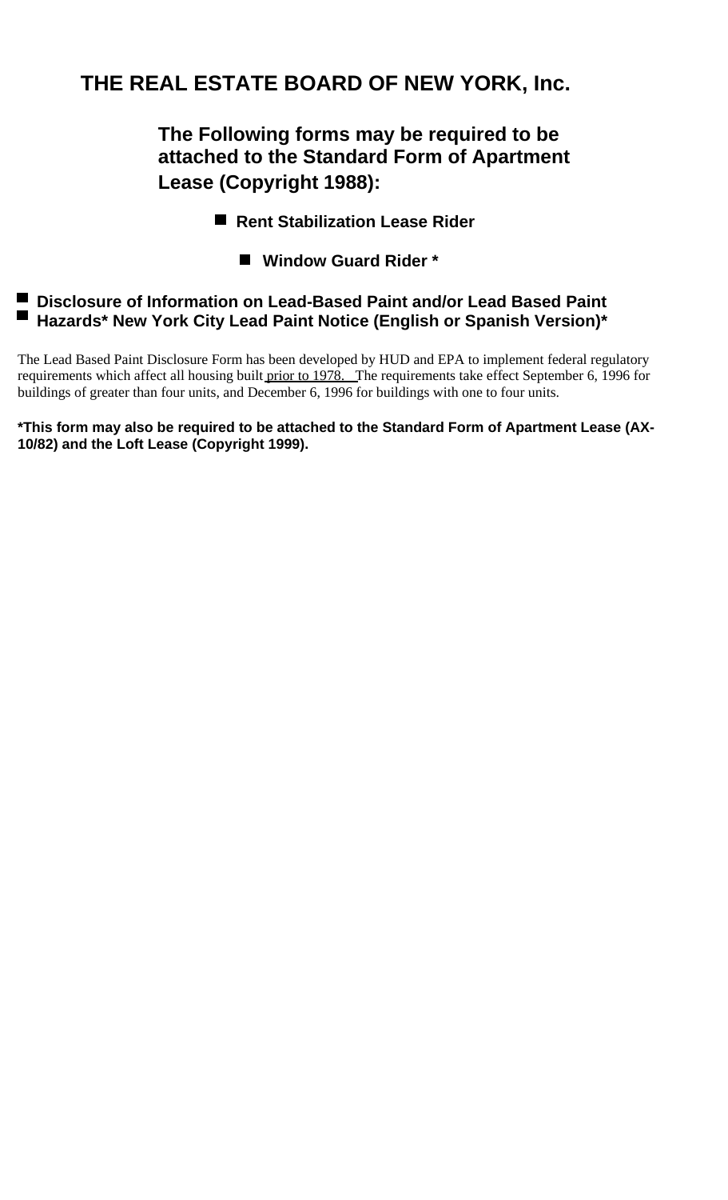# THE REAL ESTATE BOARD OF NEW YORK, Inc.

## The Following forms may be required to be attached to the Standard Form of Apartment Lease (Copyright 1988):

- **Rent Stabilization Lease Rider**
- **Window Guard Rider \***
- **Disclosure of Information on Lead-Based Paint and/or Lead Based Paint Hazards\***
- **New York City Lead Paint Notice (English or Spanish Version)\***

The Lead Based Paint Disclosure Form has been developed by HUD and EPA to implement federal regulatory requirements which affect all housing built prior to 1978. The requirements take effect September 6, 1996 for buildings of greater than four units, and December 6, 1996 for buildings with one to four units.

**\*This form may also be required to be attached to the Standard Form of Apartment Lease (AX-10/82) and the Loft Lease (Copyright 1999).**